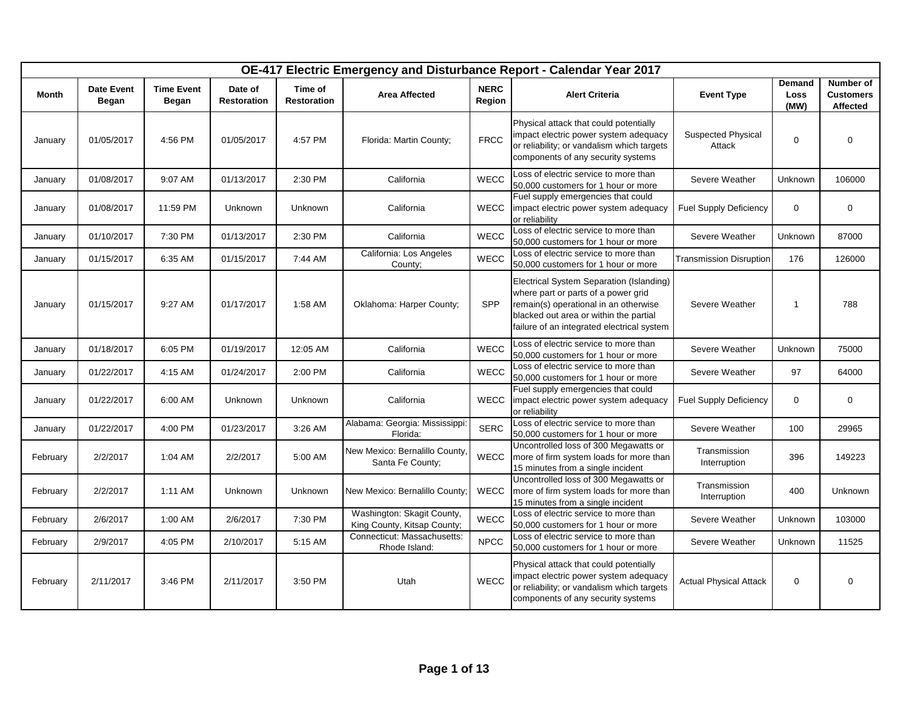| OE-417 Electric Emergency and Disturbance Report - Calendar Year 2017 | | | | | | | | | | |
|---|---|---|---|---|---|---|---|---|---|---|
| **Month** | **Date Event Began** | **Time Event Began** | **Date of Restoration** | **Time of Restoration** | **Area Affected** | **NERC Region** | **Alert Criteria** | **Event Type** | **Demand Loss (MW)** | **Number of Customers Affected** |
| January | 01/05/2017 | 4:56 PM | 01/05/2017 | 4:57 PM | Florida: Martin County; | FRCC | Physical attack that could potentially impact electric power system adequacy or reliability; or vandalism which targets components of any security systems | Suspected Physical Attack | 0 | 0 |
| January | 01/08/2017 | 9:07 AM | 01/13/2017 | 2:30 PM | California | WECC | Loss of electric service to more than 50,000 customers for 1 hour or more | Severe Weather | Unknown | 106000 |
| January | 01/08/2017 | 11:59 PM | Unknown | Unknown | California | WECC | Fuel supply emergencies that could impact electric power system adequacy or reliability | Fuel Supply Deficiency | 0 | 0 |
| January | 01/10/2017 | 7:30 PM | 01/13/2017 | 2:30 PM | California | WECC | Loss of electric service to more than 50,000 customers for 1 hour or more | Severe Weather | Unknown | 87000 |
| January | 01/15/2017 | 6:35 AM | 01/15/2017 | 7:44 AM | California: Los Angeles County; | WECC | Loss of electric service to more than 50,000 customers for 1 hour or more | Transmission Disruption | 176 | 126000 |
| January | 01/15/2017 | 9:27 AM | 01/17/2017 | 1:58 AM | Oklahoma: Harper County; | SPP | Electrical System Separation (Islanding) where part or parts of a power grid remain(s) operational in an otherwise blacked out area or within the partial failure of an integrated electrical system | Severe Weather | 1 | 788 |
| January | 01/18/2017 | 6:05 PM | 01/19/2017 | 12:05 AM | California | WECC | Loss of electric service to more than 50,000 customers for 1 hour or more | Severe Weather | Unknown | 75000 |
| January | 01/22/2017 | 4:15 AM | 01/24/2017 | 2:00 PM | California | WECC | Loss of electric service to more than 50,000 customers for 1 hour or more | Severe Weather | 97 | 64000 |
| January | 01/22/2017 | 6:00 AM | Unknown | Unknown | California | WECC | Fuel supply emergencies that could impact electric power system adequacy or reliability | Fuel Supply Deficiency | 0 | 0 |
| January | 01/22/2017 | 4:00 PM | 01/23/2017 | 3:26 AM | Alabama: Georgia: Mississippi: Florida: | SERC | Loss of electric service to more than 50,000 customers for 1 hour or more | Severe Weather | 100 | 29965 |
| February | 2/2/2017 | 1:04 AM | 2/2/2017 | 5:00 AM | New Mexico: Bernalillo County, Santa Fe County; | WECC | Uncontrolled loss of 300 Megawatts or more of firm system loads for more than 15 minutes from a single incident | Transmission Interruption | 396 | 149223 |
| February | 2/2/2017 | 1:11 AM | Unknown | Unknown | New Mexico: Bernalillo County; | WECC | Uncontrolled loss of 300 Megawatts or more of firm system loads for more than 15 minutes from a single incident | Transmission Interruption | 400 | Unknown |
| February | 2/6/2017 | 1:00 AM | 2/6/2017 | 7:30 PM | Washington: Skagit County, King County, Kitsap County; | WECC | Loss of electric service to more than 50,000 customers for 1 hour or more | Severe Weather | Unknown | 103000 |
| February | 2/9/2017 | 4:05 PM | 2/10/2017 | 5:15 AM | Connecticut: Massachusetts: Rhode Island: | NPCC | Loss of electric service to more than 50,000 customers for 1 hour or more | Severe Weather | Unknown | 11525 |
| February | 2/11/2017 | 3:46 PM | 2/11/2017 | 3:50 PM | Utah | WECC | Physical attack that could potentially impact electric power system adequacy or reliability; or vandalism which targets components of any security systems | Actual Physical Attack | 0 | 0 |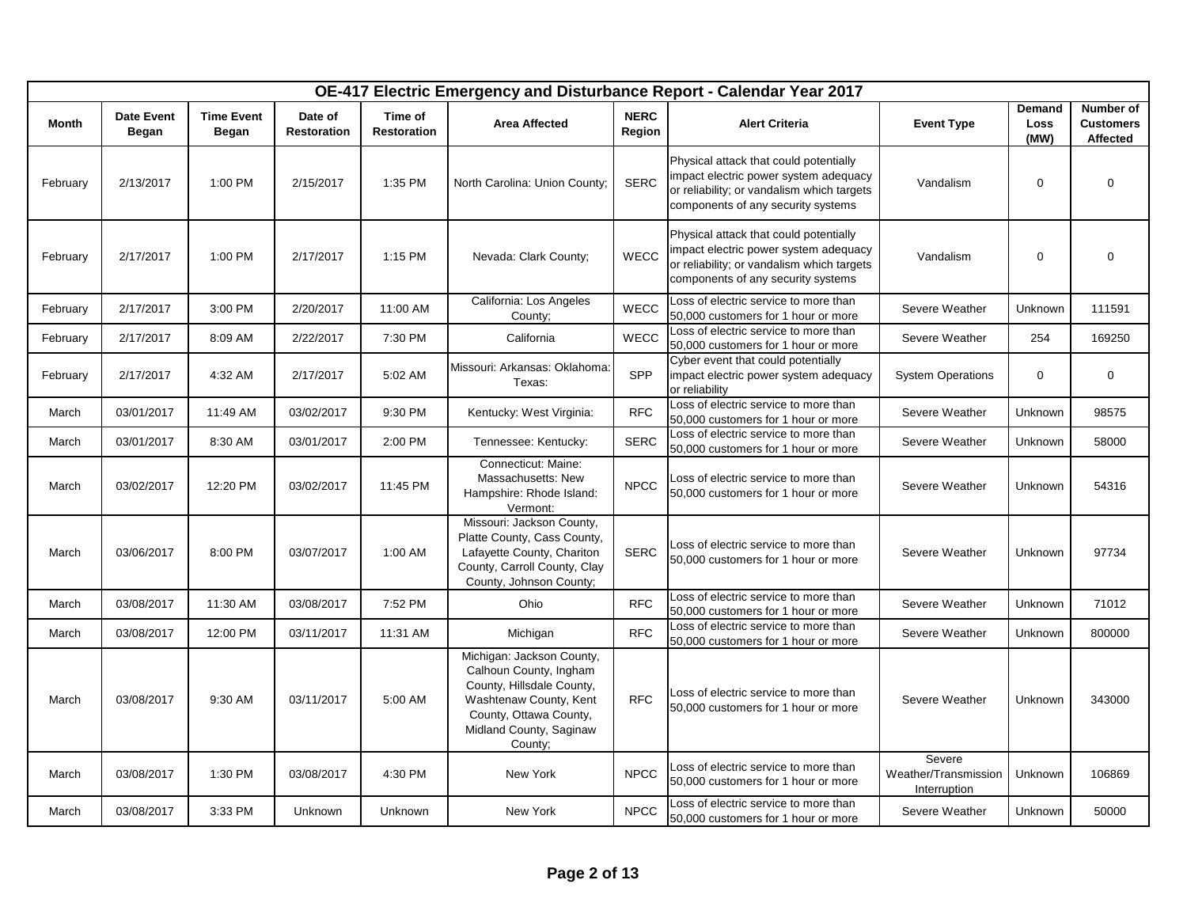## OE-417 Electric Emergency and Disturbance Report - Calendar Year 2017

| Month | Date Event Began | Time Event Began | Date of Restoration | Time of Restoration | Area Affected | NERC Region | Alert Criteria | Event Type | Demand Loss (MW) | Number of Customers Affected |
|---|---|---|---|---|---|---|---|---|---|---|
| February | 2/13/2017 | 1:00 PM | 2/15/2017 | 1:35 PM | North Carolina: Union County; | SERC | Physical attack that could potentially impact electric power system adequacy or reliability; or vandalism which targets components of any security systems | Vandalism | 0 | 0 |
| February | 2/17/2017 | 1:00 PM | 2/17/2017 | 1:15 PM | Nevada: Clark County; | WECC | Physical attack that could potentially impact electric power system adequacy or reliability; or vandalism which targets components of any security systems | Vandalism | 0 | 0 |
| February | 2/17/2017 | 3:00 PM | 2/20/2017 | 11:00 AM | California: Los Angeles County; | WECC | Loss of electric service to more than 50,000 customers for 1 hour or more | Severe Weather | Unknown | 111591 |
| February | 2/17/2017 | 8:09 AM | 2/22/2017 | 7:30 PM | California | WECC | Loss of electric service to more than 50,000 customers for 1 hour or more | Severe Weather | 254 | 169250 |
| February | 2/17/2017 | 4:32 AM | 2/17/2017 | 5:02 AM | Missouri: Arkansas: Oklahoma: Texas: | SPP | Cyber event that could potentially impact electric power system adequacy or reliability | System Operations | 0 | 0 |
| March | 03/01/2017 | 11:49 AM | 03/02/2017 | 9:30 PM | Kentucky: West Virginia: | RFC | Loss of electric service to more than 50,000 customers for 1 hour or more | Severe Weather | Unknown | 98575 |
| March | 03/01/2017 | 8:30 AM | 03/01/2017 | 2:00 PM | Tennessee: Kentucky: | SERC | Loss of electric service to more than 50,000 customers for 1 hour or more | Severe Weather | Unknown | 58000 |
| March | 03/02/2017 | 12:20 PM | 03/02/2017 | 11:45 PM | Connecticut: Maine: Massachusetts: New Hampshire: Rhode Island: Vermont: | NPCC | Loss of electric service to more than 50,000 customers for 1 hour or more | Severe Weather | Unknown | 54316 |
| March | 03/06/2017 | 8:00 PM | 03/07/2017 | 1:00 AM | Missouri: Jackson County, Platte County, Cass County, Lafayette County, Chariton County, Carroll County, Clay County, Johnson County; | SERC | Loss of electric service to more than 50,000 customers for 1 hour or more | Severe Weather | Unknown | 97734 |
| March | 03/08/2017 | 11:30 AM | 03/08/2017 | 7:52 PM | Ohio | RFC | Loss of electric service to more than 50,000 customers for 1 hour or more | Severe Weather | Unknown | 71012 |
| March | 03/08/2017 | 12:00 PM | 03/11/2017 | 11:31 AM | Michigan | RFC | Loss of electric service to more than 50,000 customers for 1 hour or more | Severe Weather | Unknown | 800000 |
| March | 03/08/2017 | 9:30 AM | 03/11/2017 | 5:00 AM | Michigan: Jackson County, Calhoun County, Ingham County, Hillsdale County, Washtenaw County, Kent County, Ottawa County, Midland County, Saginaw County; | RFC | Loss of electric service to more than 50,000 customers for 1 hour or more | Severe Weather | Unknown | 343000 |
| March | 03/08/2017 | 1:30 PM | 03/08/2017 | 4:30 PM | New York | NPCC | Loss of electric service to more than 50,000 customers for 1 hour or more | Severe Weather/Transmission Interruption | Unknown | 106869 |
| March | 03/08/2017 | 3:33 PM | Unknown | Unknown | New York | NPCC | Loss of electric service to more than 50,000 customers for 1 hour or more | Severe Weather | Unknown | 50000 |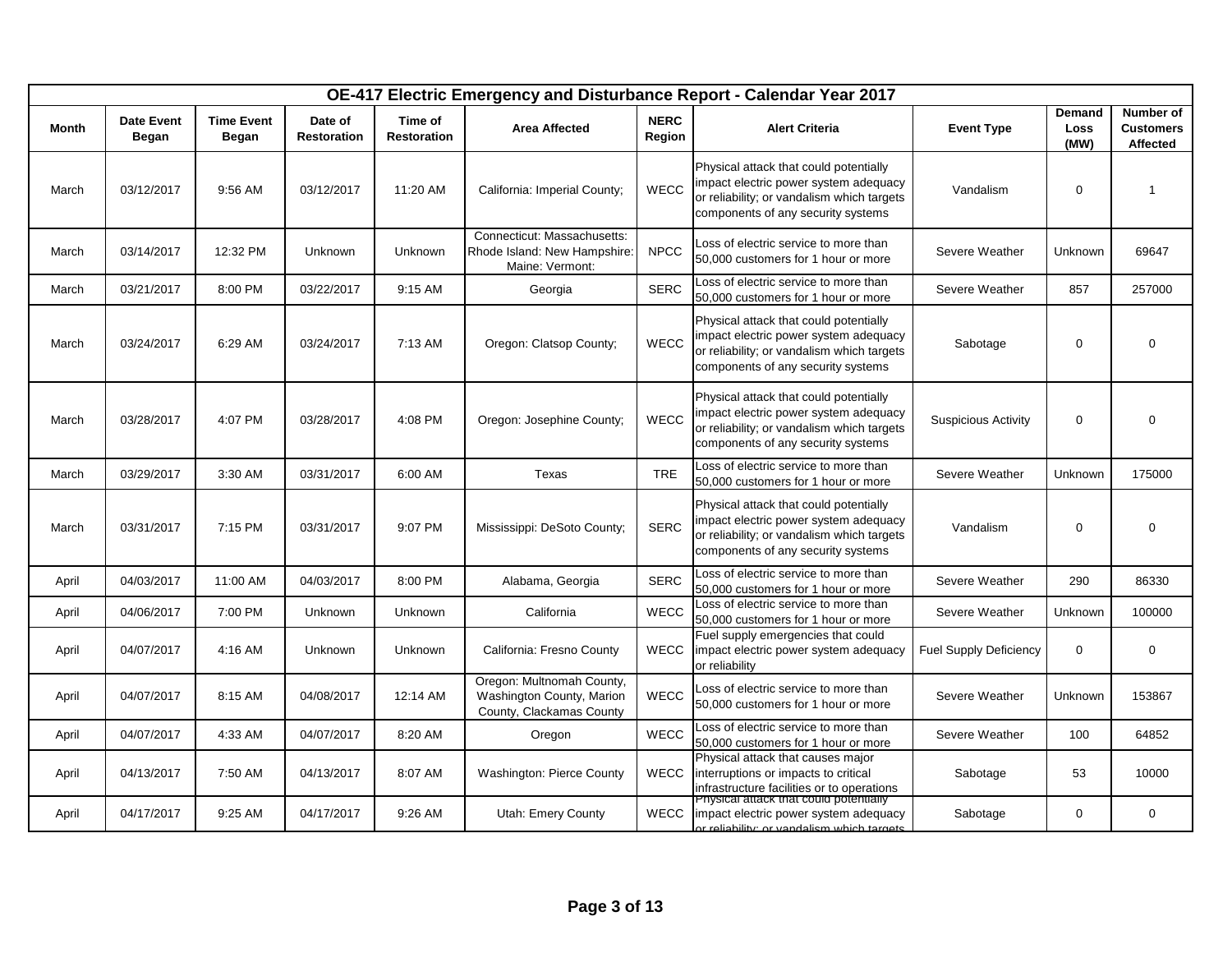| OE-417 Electric Emergency and Disturbance Report - Calendar Year 2017 | | | | | | | | | | |
|---|---|---|---|---|---|---|---|---|---|---|
| **Month** | **Date Event Began** | **Time Event Began** | **Date of Restoration** | **Time of Restoration** | **Area Affected** | **NERC Region** | **Alert Criteria** | **Event Type** | **Demand Loss (MW)** | **Number of Customers Affected** |
| March | 03/12/2017 | 9:56 AM | 03/12/2017 | 11:20 AM | California: Imperial County; | WECC | Physical attack that could potentially impact electric power system adequacy or reliability; or vandalism which targets components of any security systems | Vandalism | 0 | 1 |
| March | 03/14/2017 | 12:32 PM | Unknown | Unknown | Connecticut: Massachusetts: Rhode Island: New Hampshire: Maine: Vermont: | NPCC | Loss of electric service to more than 50,000 customers for 1 hour or more | Severe Weather | Unknown | 69647 |
| March | 03/21/2017 | 8:00 PM | 03/22/2017 | 9:15 AM | Georgia | SERC | Loss of electric service to more than 50,000 customers for 1 hour or more | Severe Weather | 857 | 257000 |
| March | 03/24/2017 | 6:29 AM | 03/24/2017 | 7:13 AM | Oregon: Clatsop County; | WECC | Physical attack that could potentially impact electric power system adequacy or reliability; or vandalism which targets components of any security systems | Sabotage | 0 | 0 |
| March | 03/28/2017 | 4:07 PM | 03/28/2017 | 4:08 PM | Oregon: Josephine County; | WECC | Physical attack that could potentially impact electric power system adequacy or reliability; or vandalism which targets components of any security systems | Suspicious Activity | 0 | 0 |
| March | 03/29/2017 | 3:30 AM | 03/31/2017 | 6:00 AM | Texas | TRE | Loss of electric service to more than 50,000 customers for 1 hour or more | Severe Weather | Unknown | 175000 |
| March | 03/31/2017 | 7:15 PM | 03/31/2017 | 9:07 PM | Mississippi: DeSoto County; | SERC | Physical attack that could potentially impact electric power system adequacy or reliability; or vandalism which targets components of any security systems | Vandalism | 0 | 0 |
| April | 04/03/2017 | 11:00 AM | 04/03/2017 | 8:00 PM | Alabama, Georgia | SERC | Loss of electric service to more than 50,000 customers for 1 hour or more | Severe Weather | 290 | 86330 |
| April | 04/06/2017 | 7:00 PM | Unknown | Unknown | California | WECC | Loss of electric service to more than 50,000 customers for 1 hour or more | Severe Weather | Unknown | 100000 |
| April | 04/07/2017 | 4:16 AM | Unknown | Unknown | California: Fresno County | WECC | Fuel supply emergencies that could impact electric power system adequacy or reliability | Fuel Supply Deficiency | 0 | 0 |
| April | 04/07/2017 | 8:15 AM | 04/08/2017 | 12:14 AM | Oregon: Multnomah County, Washington County, Marion County, Clackamas County | WECC | Loss of electric service to more than 50,000 customers for 1 hour or more | Severe Weather | Unknown | 153867 |
| April | 04/07/2017 | 4:33 AM | 04/07/2017 | 8:20 AM | Oregon | WECC | Loss of electric service to more than 50,000 customers for 1 hour or more | Severe Weather | 100 | 64852 |
| April | 04/13/2017 | 7:50 AM | 04/13/2017 | 8:07 AM | Washington: Pierce County | WECC | Physical attack that causes major interruptions or impacts to critical infrastructure facilities or to operations | Sabotage | 53 | 10000 |
| April | 04/17/2017 | 9:25 AM | 04/17/2017 | 9:26 AM | Utah: Emery County | WECC | Physical attack that could potentially impact electric power system adequacy or reliability; or vandalism which targets | Sabotage | 0 | 0 |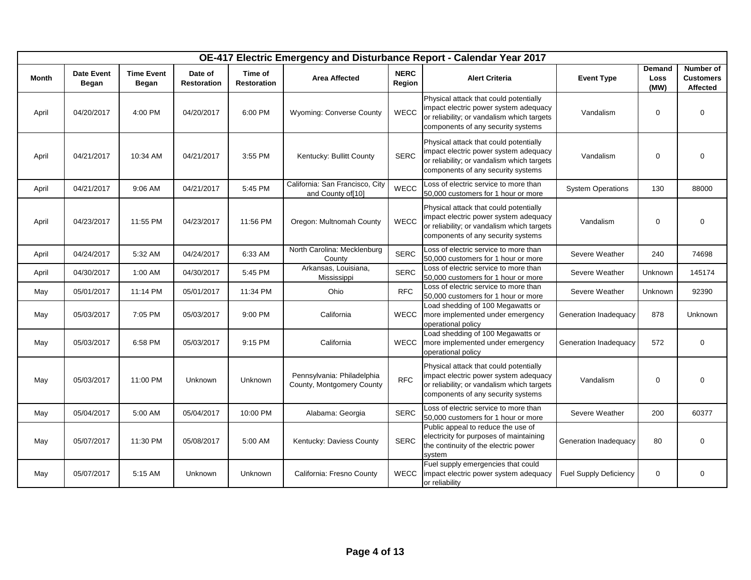| OE-417 Electric Emergency and Disturbance Report - Calendar Year 2017 | | | | | | | | | | |
|---|---|---|---|---|---|---|---|---|---|---|
| **Month** | **Date Event Began** | **Time Event Began** | **Date of Restoration** | **Time of Restoration** | **Area Affected** | **NERC Region** | **Alert Criteria** | **Event Type** | **Demand Loss (MW)** | **Number of Customers Affected** |
| April | 04/20/2017 | 4:00 PM | 04/20/2017 | 6:00 PM | Wyoming: Converse County | WECC | Physical attack that could potentially impact electric power system adequacy or reliability; or vandalism which targets components of any security systems | Vandalism | 0 | 0 |
| April | 04/21/2017 | 10:34 AM | 04/21/2017 | 3:55 PM | Kentucky: Bullitt County | SERC | Physical attack that could potentially impact electric power system adequacy or reliability; or vandalism which targets components of any security systems | Vandalism | 0 | 0 |
| April | 04/21/2017 | 9:06 AM | 04/21/2017 | 5:45 PM | California: San Francisco, City and County of[10] | WECC | Loss of electric service to more than 50,000 customers for 1 hour or more | System Operations | 130 | 88000 |
| April | 04/23/2017 | 11:55 PM | 04/23/2017 | 11:56 PM | Oregon: Multnomah County | WECC | Physical attack that could potentially impact electric power system adequacy or reliability; or vandalism which targets components of any security systems | Vandalism | 0 | 0 |
| April | 04/24/2017 | 5:32 AM | 04/24/2017 | 6:33 AM | North Carolina: Mecklenburg County | SERC | Loss of electric service to more than 50,000 customers for 1 hour or more | Severe Weather | 240 | 74698 |
| April | 04/30/2017 | 1:00 AM | 04/30/2017 | 5:45 PM | Arkansas, Louisiana, Mississippi | SERC | Loss of electric service to more than 50,000 customers for 1 hour or more | Severe Weather | Unknown | 145174 |
| May | 05/01/2017 | 11:14 PM | 05/01/2017 | 11:34 PM | Ohio | RFC | Loss of electric service to more than 50,000 customers for 1 hour or more | Severe Weather | Unknown | 92390 |
| May | 05/03/2017 | 7:05 PM | 05/03/2017 | 9:00 PM | California | WECC | Load shedding of 100 Megawatts or more implemented under emergency operational policy | Generation Inadequacy | 878 | Unknown |
| May | 05/03/2017 | 6:58 PM | 05/03/2017 | 9:15 PM | California | WECC | Load shedding of 100 Megawatts or more implemented under emergency operational policy | Generation Inadequacy | 572 | 0 |
| May | 05/03/2017 | 11:00 PM | Unknown | Unknown | Pennsylvania: Philadelphia County, Montgomery County | RFC | Physical attack that could potentially impact electric power system adequacy or reliability; or vandalism which targets components of any security systems | Vandalism | 0 | 0 |
| May | 05/04/2017 | 5:00 AM | 05/04/2017 | 10:00 PM | Alabama: Georgia | SERC | Loss of electric service to more than 50,000 customers for 1 hour or more | Severe Weather | 200 | 60377 |
| May | 05/07/2017 | 11:30 PM | 05/08/2017 | 5:00 AM | Kentucky: Daviess County | SERC | Public appeal to reduce the use of electricity for purposes of maintaining the continuity of the electric power system | Generation Inadequacy | 80 | 0 |
| May | 05/07/2017 | 5:15 AM | Unknown | Unknown | California: Fresno County | WECC | Fuel supply emergencies that could impact electric power system adequacy or reliability | Fuel Supply Deficiency | 0 | 0 |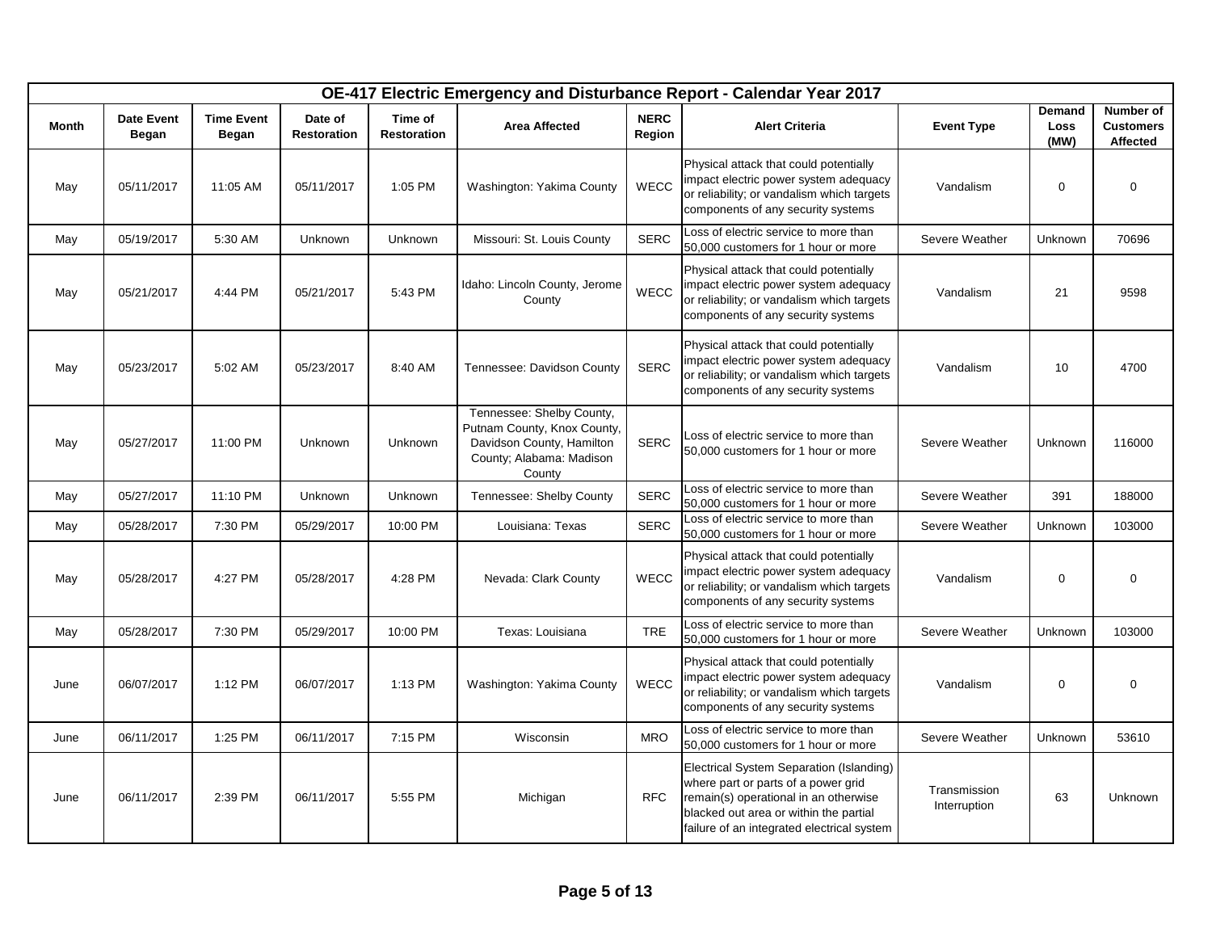| OE-417 Electric Emergency and Disturbance Report - Calendar Year 2017 | | | | | | | | | | |
|---|---|---|---|---|---|---|---|---|---|---|
| **Month** | **Date Event Began** | **Time Event Began** | **Date of Restoration** | **Time of Restoration** | **Area Affected** | **NERC Region** | **Alert Criteria** | **Event Type** | **Demand Loss (MW)** | **Number of Customers Affected** |
| May | 05/11/2017 | 11:05 AM | 05/11/2017 | 1:05 PM | Washington: Yakima County | WECC | Physical attack that could potentially impact electric power system adequacy or reliability; or vandalism which targets components of any security systems | Vandalism | 0 | 0 |
| May | 05/19/2017 | 5:30 AM | Unknown | Unknown | Missouri: St. Louis County | SERC | Loss of electric service to more than 50,000 customers for 1 hour or more | Severe Weather | Unknown | 70696 |
| May | 05/21/2017 | 4:44 PM | 05/21/2017 | 5:43 PM | Idaho: Lincoln County, Jerome County | WECC | Physical attack that could potentially impact electric power system adequacy or reliability; or vandalism which targets components of any security systems | Vandalism | 21 | 9598 |
| May | 05/23/2017 | 5:02 AM | 05/23/2017 | 8:40 AM | Tennessee: Davidson County | SERC | Physical attack that could potentially impact electric power system adequacy or reliability; or vandalism which targets components of any security systems | Vandalism | 10 | 4700 |
| May | 05/27/2017 | 11:00 PM | Unknown | Unknown | Tennessee: Shelby County, Putnam County, Knox County, Davidson County, Hamilton County; Alabama: Madison County | SERC | Loss of electric service to more than 50,000 customers for 1 hour or more | Severe Weather | Unknown | 116000 |
| May | 05/27/2017 | 11:10 PM | Unknown | Unknown | Tennessee: Shelby County | SERC | Loss of electric service to more than 50,000 customers for 1 hour or more | Severe Weather | 391 | 188000 |
| May | 05/28/2017 | 7:30 PM | 05/29/2017 | 10:00 PM | Louisiana: Texas | SERC | Loss of electric service to more than 50,000 customers for 1 hour or more | Severe Weather | Unknown | 103000 |
| May | 05/28/2017 | 4:27 PM | 05/28/2017 | 4:28 PM | Nevada: Clark County | WECC | Physical attack that could potentially impact electric power system adequacy or reliability; or vandalism which targets components of any security systems | Vandalism | 0 | 0 |
| May | 05/28/2017 | 7:30 PM | 05/29/2017 | 10:00 PM | Texas: Louisiana | TRE | Loss of electric service to more than 50,000 customers for 1 hour or more | Severe Weather | Unknown | 103000 |
| June | 06/07/2017 | 1:12 PM | 06/07/2017 | 1:13 PM | Washington: Yakima County | WECC | Physical attack that could potentially impact electric power system adequacy or reliability; or vandalism which targets components of any security systems | Vandalism | 0 | 0 |
| June | 06/11/2017 | 1:25 PM | 06/11/2017 | 7:15 PM | Wisconsin | MRO | Loss of electric service to more than 50,000 customers for 1 hour or more | Severe Weather | Unknown | 53610 |
| June | 06/11/2017 | 2:39 PM | 06/11/2017 | 5:55 PM | Michigan | RFC | Electrical System Separation (Islanding) where part or parts of a power grid remain(s) operational in an otherwise blacked out area or within the partial failure of an integrated electrical system | Transmission Interruption | 63 | Unknown |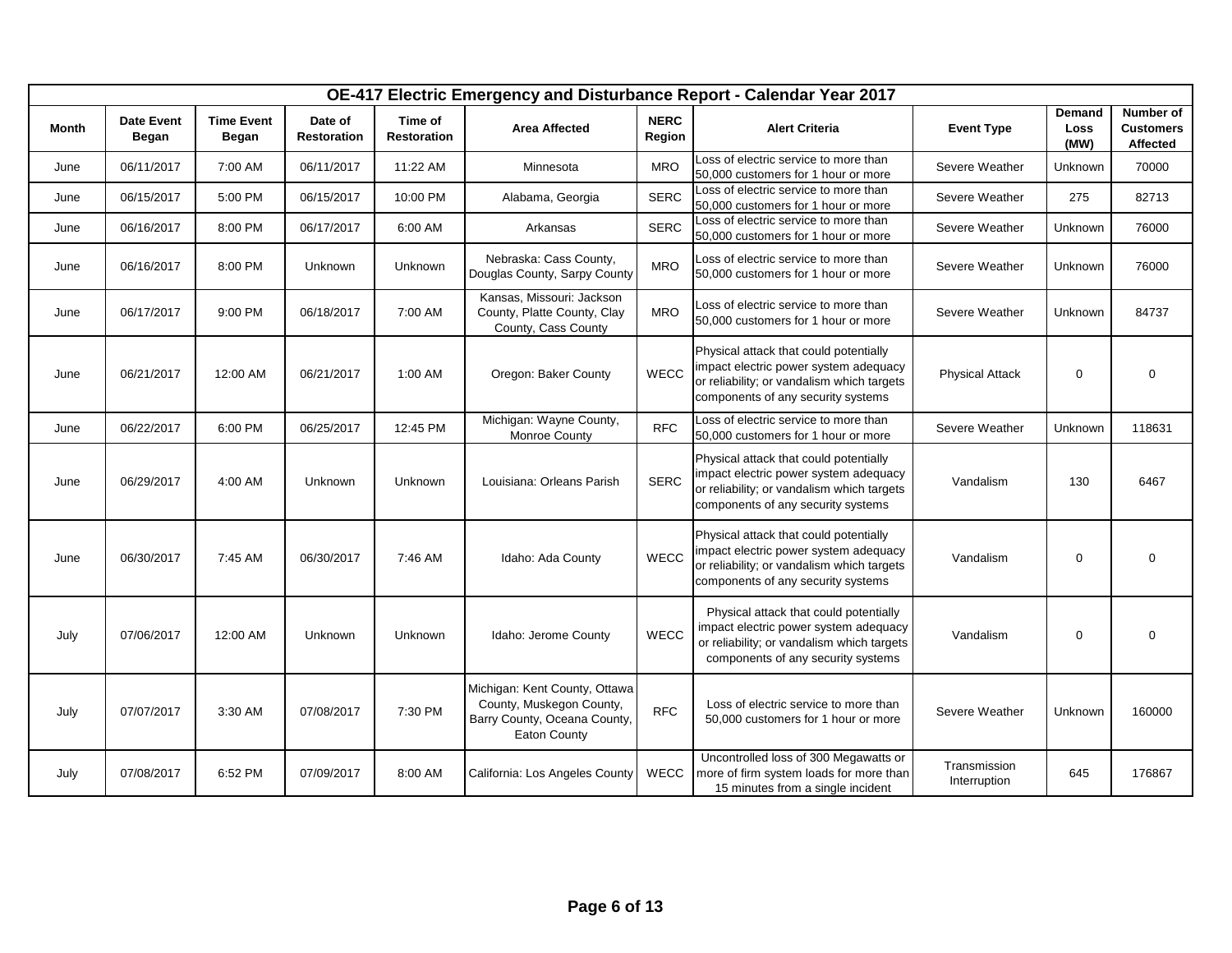# OE-417 Electric Emergency and Disturbance Report - Calendar Year 2017

| Month | Date Event Began | Time Event Began | Date of Restoration | Time of Restoration | Area Affected | NERC Region | Alert Criteria | Event Type | Demand Loss (MW) | Number of Customers Affected |
|---|---|---|---|---|---|---|---|---|---|---|
| June | 06/11/2017 | 7:00 AM | 06/11/2017 | 11:22 AM | Minnesota | MRO | Loss of electric service to more than 50,000 customers for 1 hour or more | Severe Weather | Unknown | 70000 |
| June | 06/15/2017 | 5:00 PM | 06/15/2017 | 10:00 PM | Alabama, Georgia | SERC | Loss of electric service to more than 50,000 customers for 1 hour or more | Severe Weather | 275 | 82713 |
| June | 06/16/2017 | 8:00 PM | 06/17/2017 | 6:00 AM | Arkansas | SERC | Loss of electric service to more than 50,000 customers for 1 hour or more | Severe Weather | Unknown | 76000 |
| June | 06/16/2017 | 8:00 PM | Unknown | Unknown | Nebraska: Cass County, Douglas County, Sarpy County | MRO | Loss of electric service to more than 50,000 customers for 1 hour or more | Severe Weather | Unknown | 76000 |
| June | 06/17/2017 | 9:00 PM | 06/18/2017 | 7:00 AM | Kansas, Missouri: Jackson County, Platte County, Clay County, Cass County | MRO | Loss of electric service to more than 50,000 customers for 1 hour or more | Severe Weather | Unknown | 84737 |
| June | 06/21/2017 | 12:00 AM | 06/21/2017 | 1:00 AM | Oregon: Baker County | WECC | Physical attack that could potentially impact electric power system adequacy or reliability; or vandalism which targets components of any security systems | Physical Attack | 0 | 0 |
| June | 06/22/2017 | 6:00 PM | 06/25/2017 | 12:45 PM | Michigan: Wayne County, Monroe County | RFC | Loss of electric service to more than 50,000 customers for 1 hour or more | Severe Weather | Unknown | 118631 |
| June | 06/29/2017 | 4:00 AM | Unknown | Unknown | Louisiana: Orleans Parish | SERC | Physical attack that could potentially impact electric power system adequacy or reliability; or vandalism which targets components of any security systems | Vandalism | 130 | 6467 |
| June | 06/30/2017 | 7:45 AM | 06/30/2017 | 7:46 AM | Idaho: Ada County | WECC | Physical attack that could potentially impact electric power system adequacy or reliability; or vandalism which targets components of any security systems | Vandalism | 0 | 0 |
| July | 07/06/2017 | 12:00 AM | Unknown | Unknown | Idaho: Jerome County | WECC | Physical attack that could potentially impact electric power system adequacy or reliability; or vandalism which targets components of any security systems | Vandalism | 0 | 0 |
| July | 07/07/2017 | 3:30 AM | 07/08/2017 | 7:30 PM | Michigan: Kent County, Ottawa County, Muskegon County, Barry County, Oceana County, Eaton County | RFC | Loss of electric service to more than 50,000 customers for 1 hour or more | Severe Weather | Unknown | 160000 |
| July | 07/08/2017 | 6:52 PM | 07/09/2017 | 8:00 AM | California: Los Angeles County | WECC | Uncontrolled loss of 300 Megawatts or more of firm system loads for more than 15 minutes from a single incident | Transmission Interruption | 645 | 176867 |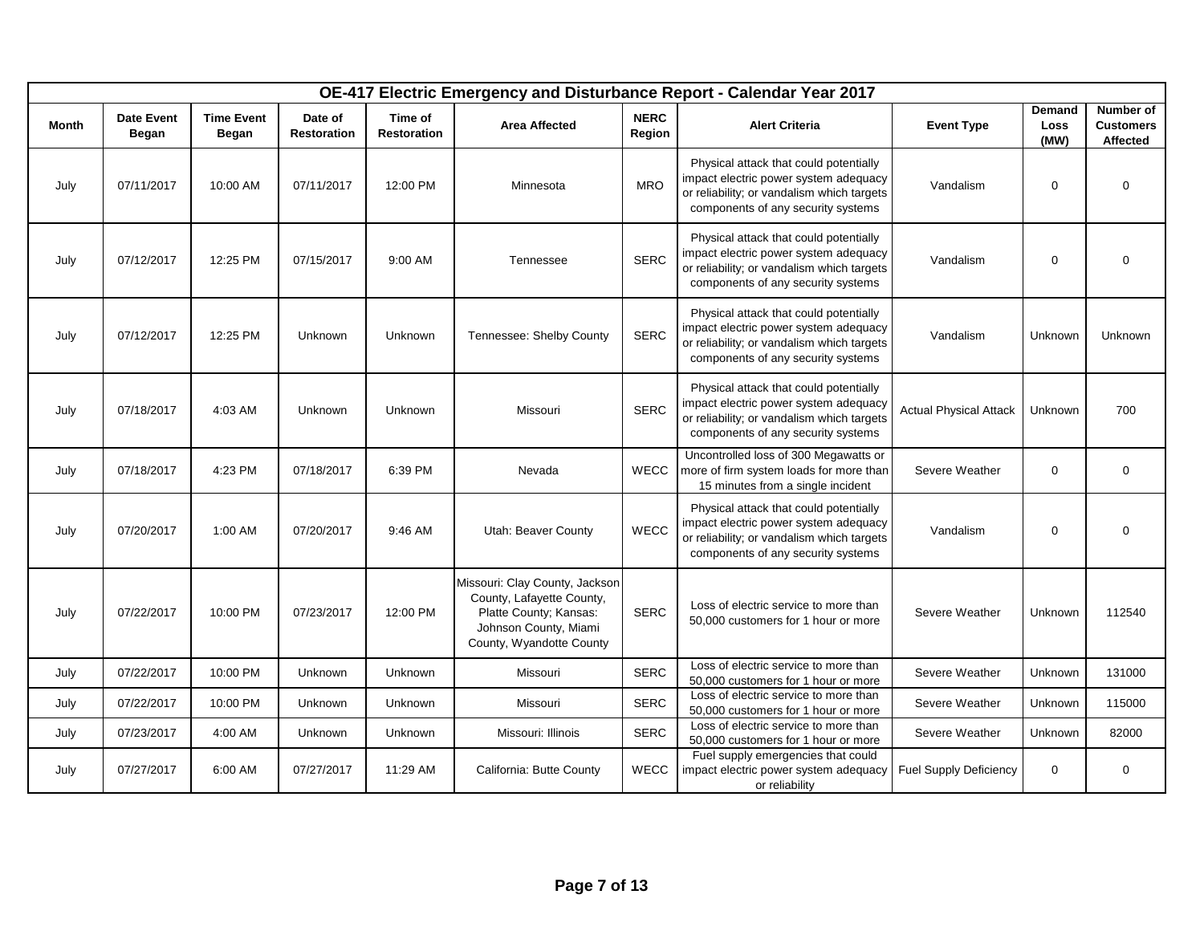| OE-417 Electric Emergency and Disturbance Report - Calendar Year 2017 | | | | | | | | | | |
|---|---|---|---|---|---|---|---|---|---|---|
| **Month** | **Date Event Began** | **Time Event Began** | **Date of Restoration** | **Time of Restoration** | **Area Affected** | **NERC Region** | **Alert Criteria** | **Event Type** | **Demand Loss (MW)** | **Number of Customers Affected** |
| July | 07/11/2017 | 10:00 AM | 07/11/2017 | 12:00 PM | Minnesota | MRO | Physical attack that could potentially impact electric power system adequacy or reliability; or vandalism which targets components of any security systems | Vandalism | 0 | 0 |
| July | 07/12/2017 | 12:25 PM | 07/15/2017 | 9:00 AM | Tennessee | SERC | Physical attack that could potentially impact electric power system adequacy or reliability; or vandalism which targets components of any security systems | Vandalism | 0 | 0 |
| July | 07/12/2017 | 12:25 PM | Unknown | Unknown | Tennessee: Shelby County | SERC | Physical attack that could potentially impact electric power system adequacy or reliability; or vandalism which targets components of any security systems | Vandalism | Unknown | Unknown |
| July | 07/18/2017 | 4:03 AM | Unknown | Unknown | Missouri | SERC | Physical attack that could potentially impact electric power system adequacy or reliability; or vandalism which targets components of any security systems | Actual Physical Attack | Unknown | 700 |
| July | 07/18/2017 | 4:23 PM | 07/18/2017 | 6:39 PM | Nevada | WECC | Uncontrolled loss of 300 Megawatts or more of firm system loads for more than 15 minutes from a single incident | Severe Weather | 0 | 0 |
| July | 07/20/2017 | 1:00 AM | 07/20/2017 | 9:46 AM | Utah: Beaver County | WECC | Physical attack that could potentially impact electric power system adequacy or reliability; or vandalism which targets components of any security systems | Vandalism | 0 | 0 |
| July | 07/22/2017 | 10:00 PM | 07/23/2017 | 12:00 PM | Missouri: Clay County, Jackson County, Lafayette County, Platte County; Kansas: Johnson County, Miami County, Wyandotte County | SERC | Loss of electric service to more than 50,000 customers for 1 hour or more | Severe Weather | Unknown | 112540 |
| July | 07/22/2017 | 10:00 PM | Unknown | Unknown | Missouri | SERC | Loss of electric service to more than 50,000 customers for 1 hour or more | Severe Weather | Unknown | 131000 |
| July | 07/22/2017 | 10:00 PM | Unknown | Unknown | Missouri | SERC | Loss of electric service to more than 50,000 customers for 1 hour or more | Severe Weather | Unknown | 115000 |
| July | 07/23/2017 | 4:00 AM | Unknown | Unknown | Missouri: Illinois | SERC | Loss of electric service to more than 50,000 customers for 1 hour or more | Severe Weather | Unknown | 82000 |
| July | 07/27/2017 | 6:00 AM | 07/27/2017 | 11:29 AM | California: Butte County | WECC | Fuel supply emergencies that could impact electric power system adequacy or reliability | Fuel Supply Deficiency | 0 | 0 |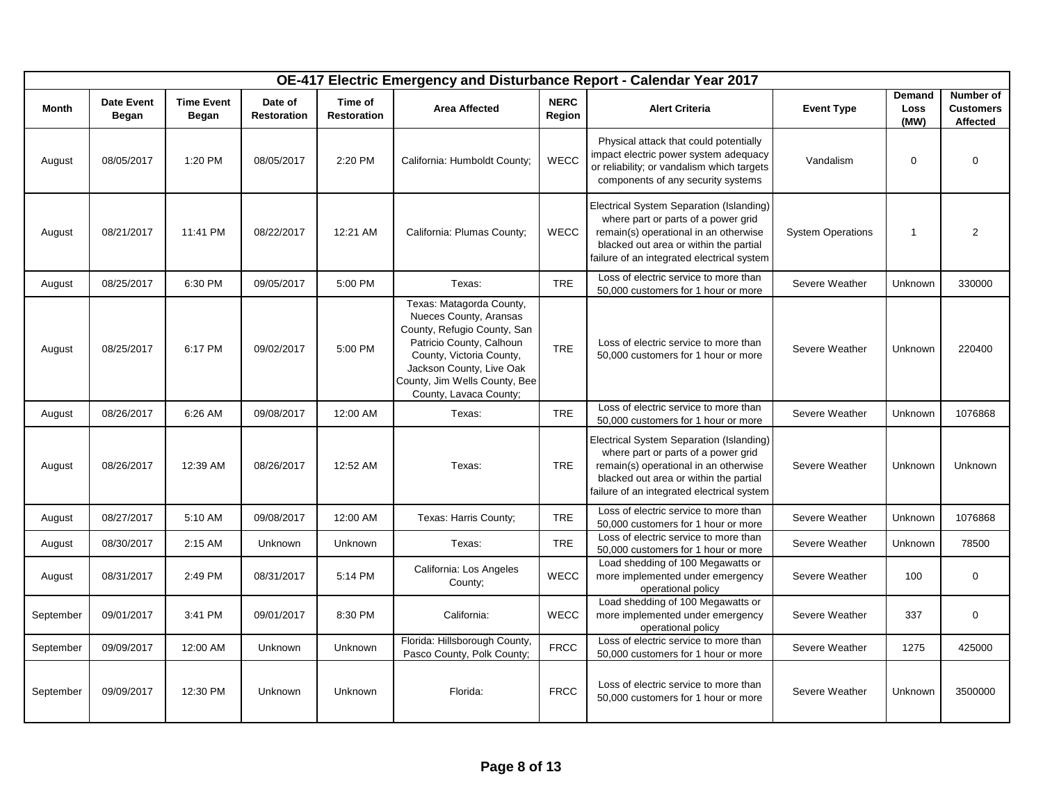| OE-417 Electric Emergency and Disturbance Report - Calendar Year 2017 | | | | | | | | | | |
|---|---|---|---|---|---|---|---|---|---|---|
| **Month** | **Date Event Began** | **Time Event Began** | **Date of Restoration** | **Time of Restoration** | **Area Affected** | **NERC Region** | **Alert Criteria** | **Event Type** | **Demand Loss (MW)** | **Number of Customers Affected** |
| August | 08/05/2017 | 1:20 PM | 08/05/2017 | 2:20 PM | California: Humboldt County; | WECC | Physical attack that could potentially impact electric power system adequacy or reliability; or vandalism which targets components of any security systems | Vandalism | 0 | 0 |
| August | 08/21/2017 | 11:41 PM | 08/22/2017 | 12:21 AM | California: Plumas County; | WECC | Electrical System Separation (Islanding) where part or parts of a power grid remain(s) operational in an otherwise blacked out area or within the partial failure of an integrated electrical system | System Operations | 1 | 2 |
| August | 08/25/2017 | 6:30 PM | 09/05/2017 | 5:00 PM | Texas: | TRE | Loss of electric service to more than 50,000 customers for 1 hour or more | Severe Weather | Unknown | 330000 |
| August | 08/25/2017 | 6:17 PM | 09/02/2017 | 5:00 PM | Texas: Matagorda County, Nueces County, Aransas County, Refugio County, San Patricio County, Calhoun County, Victoria County, Jackson County, Live Oak County, Jim Wells County, Bee County, Lavaca County; | TRE | Loss of electric service to more than 50,000 customers for 1 hour or more | Severe Weather | Unknown | 220400 |
| August | 08/26/2017 | 6:26 AM | 09/08/2017 | 12:00 AM | Texas: | TRE | Loss of electric service to more than 50,000 customers for 1 hour or more | Severe Weather | Unknown | 1076868 |
| August | 08/26/2017 | 12:39 AM | 08/26/2017 | 12:52 AM | Texas: | TRE | Electrical System Separation (Islanding) where part or parts of a power grid remain(s) operational in an otherwise blacked out area or within the partial failure of an integrated electrical system | Severe Weather | Unknown | Unknown |
| August | 08/27/2017 | 5:10 AM | 09/08/2017 | 12:00 AM | Texas: Harris County; | TRE | Loss of electric service to more than 50,000 customers for 1 hour or more | Severe Weather | Unknown | 1076868 |
| August | 08/30/2017 | 2:15 AM | Unknown | Unknown | Texas: | TRE | Loss of electric service to more than 50,000 customers for 1 hour or more | Severe Weather | Unknown | 78500 |
| August | 08/31/2017 | 2:49 PM | 08/31/2017 | 5:14 PM | California: Los Angeles County; | WECC | Load shedding of 100 Megawatts or more implemented under emergency operational policy | Severe Weather | 100 | 0 |
| September | 09/01/2017 | 3:41 PM | 09/01/2017 | 8:30 PM | California: | WECC | Load shedding of 100 Megawatts or more implemented under emergency operational policy | Severe Weather | 337 | 0 |
| September | 09/09/2017 | 12:00 AM | Unknown | Unknown | Florida: Hillsborough County, Pasco County, Polk County; | FRCC | Loss of electric service to more than 50,000 customers for 1 hour or more | Severe Weather | 1275 | 425000 |
| September | 09/09/2017 | 12:30 PM | Unknown | Unknown | Florida: | FRCC | Loss of electric service to more than 50,000 customers for 1 hour or more | Severe Weather | Unknown | 3500000 |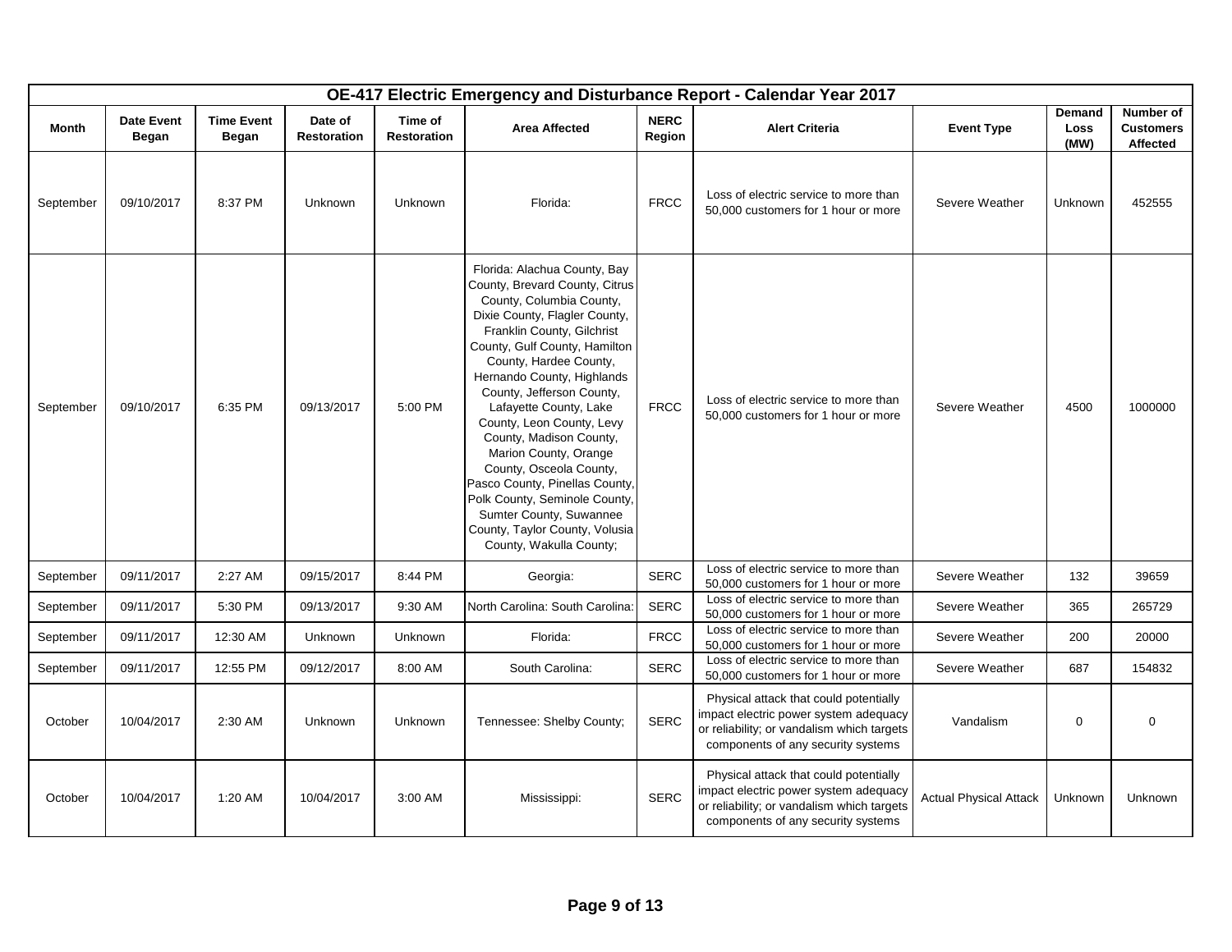| OE-417 Electric Emergency and Disturbance Report - Calendar Year 2017 | | | | | | | | | | |
|---|---|---|---|---|---|---|---|---|---|---|
| Month | Date Event Began | Time Event Began | Date of Restoration | Time of Restoration | Area Affected | NERC Region | Alert Criteria | Event Type | Demand Loss (MW) | Number of Customers Affected |
| September | 09/10/2017 | 8:37 PM | Unknown | Unknown | Florida: | FRCC | Loss of electric service to more than 50,000 customers for 1 hour or more | Severe Weather | Unknown | 452555 |
| September | 09/10/2017 | 6:35 PM | 09/13/2017 | 5:00 PM | Florida: Alachua County, Bay County, Brevard County, Citrus County, Columbia County, Dixie County, Flagler County, Franklin County, Gilchrist County, Gulf County, Hamilton County, Hardee County, Hernando County, Highlands County, Jefferson County, Lafayette County, Lake County, Leon County, Levy County, Madison County, Marion County, Orange County, Osceola County, Pasco County, Pinellas County, Polk County, Seminole County, Sumter County, Suwannee County, Taylor County, Volusia County, Wakulla County; | FRCC | Loss of electric service to more than 50,000 customers for 1 hour or more | Severe Weather | 4500 | 1000000 |
| September | 09/11/2017 | 2:27 AM | 09/15/2017 | 8:44 PM | Georgia: | SERC | Loss of electric service to more than 50,000 customers for 1 hour or more | Severe Weather | 132 | 39659 |
| September | 09/11/2017 | 5:30 PM | 09/13/2017 | 9:30 AM | North Carolina: South Carolina: | SERC | Loss of electric service to more than 50,000 customers for 1 hour or more | Severe Weather | 365 | 265729 |
| September | 09/11/2017 | 12:30 AM | Unknown | Unknown | Florida: | FRCC | Loss of electric service to more than 50,000 customers for 1 hour or more | Severe Weather | 200 | 20000 |
| September | 09/11/2017 | 12:55 PM | 09/12/2017 | 8:00 AM | South Carolina: | SERC | Loss of electric service to more than 50,000 customers for 1 hour or more | Severe Weather | 687 | 154832 |
| October | 10/04/2017 | 2:30 AM | Unknown | Unknown | Tennessee: Shelby County; | SERC | Physical attack that could potentially impact electric power system adequacy or reliability; or vandalism which targets components of any security systems | Vandalism | 0 | 0 |
| October | 10/04/2017 | 1:20 AM | 10/04/2017 | 3:00 AM | Mississippi: | SERC | Physical attack that could potentially impact electric power system adequacy or reliability; or vandalism which targets components of any security systems | Actual Physical Attack | Unknown | Unknown |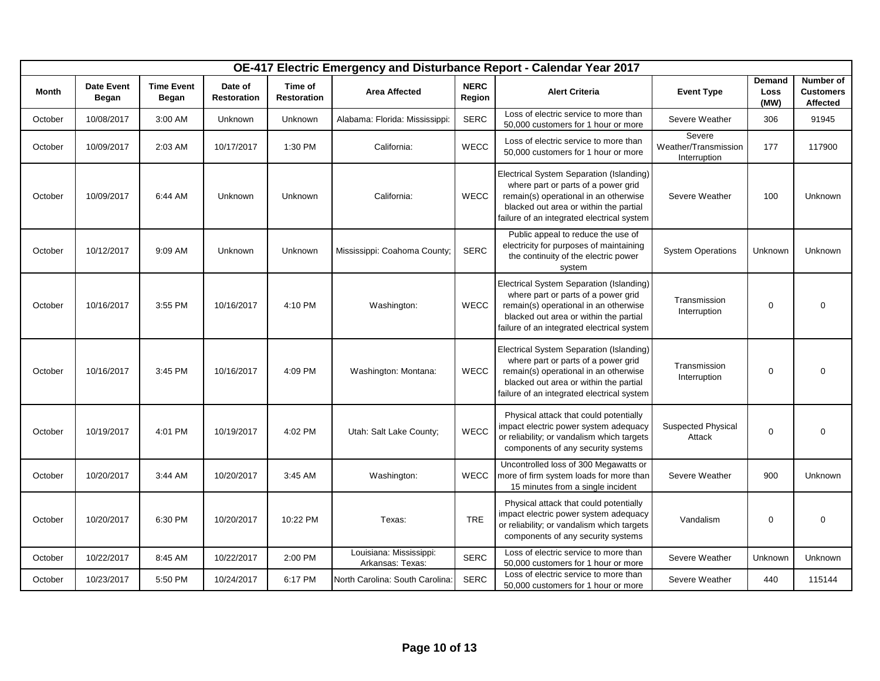| OE-417 Electric Emergency and Disturbance Report - Calendar Year 2017 | | | | | | | | | | |
|---|---|---|---|---|---|---|---|---|---|---|
| **Month** | **Date Event Began** | **Time Event Began** | **Date of Restoration** | **Time of Restoration** | **Area Affected** | **NERC Region** | **Alert Criteria** | **Event Type** | **Demand Loss (MW)** | **Number of Customers Affected** |
| October | 10/08/2017 | 3:00 AM | Unknown | Unknown | Alabama: Florida: Mississippi: | SERC | Loss of electric service to more than 50,000 customers for 1 hour or more | Severe Weather | 306 | 91945 |
| October | 10/09/2017 | 2:03 AM | 10/17/2017 | 1:30 PM | California: | WECC | Loss of electric service to more than 50,000 customers for 1 hour or more | Severe Weather/Transmission Interruption | 177 | 117900 |
| October | 10/09/2017 | 6:44 AM | Unknown | Unknown | California: | WECC | Electrical System Separation (Islanding) where part or parts of a power grid remain(s) operational in an otherwise blacked out area or within the partial failure of an integrated electrical system | Severe Weather | 100 | Unknown |
| October | 10/12/2017 | 9:09 AM | Unknown | Unknown | Mississippi: Coahoma County; | SERC | Public appeal to reduce the use of electricity for purposes of maintaining the continuity of the electric power system | System Operations | Unknown | Unknown |
| October | 10/16/2017 | 3:55 PM | 10/16/2017 | 4:10 PM | Washington: | WECC | Electrical System Separation (Islanding) where part or parts of a power grid remain(s) operational in an otherwise blacked out area or within the partial failure of an integrated electrical system | Transmission Interruption | 0 | 0 |
| October | 10/16/2017 | 3:45 PM | 10/16/2017 | 4:09 PM | Washington: Montana: | WECC | Electrical System Separation (Islanding) where part or parts of a power grid remain(s) operational in an otherwise blacked out area or within the partial failure of an integrated electrical system | Transmission Interruption | 0 | 0 |
| October | 10/19/2017 | 4:01 PM | 10/19/2017 | 4:02 PM | Utah: Salt Lake County; | WECC | Physical attack that could potentially impact electric power system adequacy or reliability; or vandalism which targets components of any security systems | Suspected Physical Attack | 0 | 0 |
| October | 10/20/2017 | 3:44 AM | 10/20/2017 | 3:45 AM | Washington: | WECC | Uncontrolled loss of 300 Megawatts or more of firm system loads for more than 15 minutes from a single incident | Severe Weather | 900 | Unknown |
| October | 10/20/2017 | 6:30 PM | 10/20/2017 | 10:22 PM | Texas: | TRE | Physical attack that could potentially impact electric power system adequacy or reliability; or vandalism which targets components of any security systems | Vandalism | 0 | 0 |
| October | 10/22/2017 | 8:45 AM | 10/22/2017 | 2:00 PM | Louisiana: Mississippi: Arkansas: Texas: | SERC | Loss of electric service to more than 50,000 customers for 1 hour or more | Severe Weather | Unknown | Unknown |
| October | 10/23/2017 | 5:50 PM | 10/24/2017 | 6:17 PM | North Carolina: South Carolina: | SERC | Loss of electric service to more than 50,000 customers for 1 hour or more | Severe Weather | 440 | 115144 |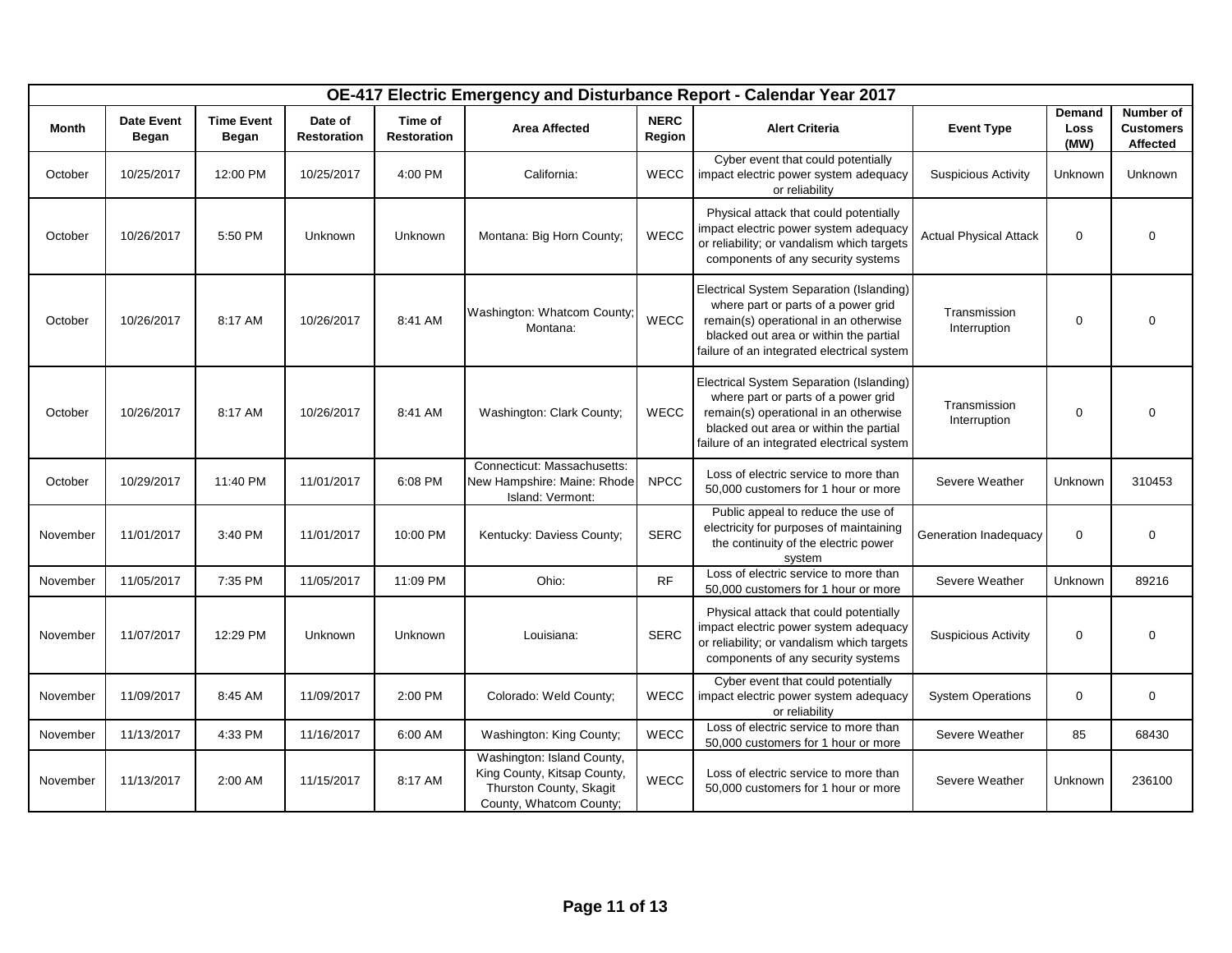| OE-417 Electric Emergency and Disturbance Report - Calendar Year 2017 | | | | | | | | | | |
|---|---|---|---|---|---|---|---|---|---|---|
| **Month** | **Date Event Began** | **Time Event Began** | **Date of Restoration** | **Time of Restoration** | **Area Affected** | **NERC Region** | **Alert Criteria** | **Event Type** | **Demand Loss (MW)** | **Number of Customers Affected** |
| October | 10/25/2017 | 12:00 PM | 10/25/2017 | 4:00 PM | California: | WECC | Cyber event that could potentially impact electric power system adequacy or reliability | Suspicious Activity | Unknown | Unknown |
| October | 10/26/2017 | 5:50 PM | Unknown | Unknown | Montana: Big Horn County; | WECC | Physical attack that could potentially impact electric power system adequacy or reliability; or vandalism which targets components of any security systems | Actual Physical Attack | 0 | 0 |
| October | 10/26/2017 | 8:17 AM | 10/26/2017 | 8:41 AM | Washington: Whatcom County; Montana: | WECC | Electrical System Separation (Islanding) where part or parts of a power grid remain(s) operational in an otherwise blacked out area or within the partial failure of an integrated electrical system | Transmission Interruption | 0 | 0 |
| October | 10/26/2017 | 8:17 AM | 10/26/2017 | 8:41 AM | Washington: Clark County; | WECC | Electrical System Separation (Islanding) where part or parts of a power grid remain(s) operational in an otherwise blacked out area or within the partial failure of an integrated electrical system | Transmission Interruption | 0 | 0 |
| October | 10/29/2017 | 11:40 PM | 11/01/2017 | 6:08 PM | Connecticut: Massachusetts: New Hampshire: Maine: Rhode Island: Vermont: | NPCC | Loss of electric service to more than 50,000 customers for 1 hour or more | Severe Weather | Unknown | 310453 |
| November | 11/01/2017 | 3:40 PM | 11/01/2017 | 10:00 PM | Kentucky: Daviess County; | SERC | Public appeal to reduce the use of electricity for purposes of maintaining the continuity of the electric power system | Generation Inadequacy | 0 | 0 |
| November | 11/05/2017 | 7:35 PM | 11/05/2017 | 11:09 PM | Ohio: | RF | Loss of electric service to more than 50,000 customers for 1 hour or more | Severe Weather | Unknown | 89216 |
| November | 11/07/2017 | 12:29 PM | Unknown | Unknown | Louisiana: | SERC | Physical attack that could potentially impact electric power system adequacy or reliability; or vandalism which targets components of any security systems | Suspicious Activity | 0 | 0 |
| November | 11/09/2017 | 8:45 AM | 11/09/2017 | 2:00 PM | Colorado: Weld County; | WECC | Cyber event that could potentially impact electric power system adequacy or reliability | System Operations | 0 | 0 |
| November | 11/13/2017 | 4:33 PM | 11/16/2017 | 6:00 AM | Washington: King County; | WECC | Loss of electric service to more than 50,000 customers for 1 hour or more | Severe Weather | 85 | 68430 |
| November | 11/13/2017 | 2:00 AM | 11/15/2017 | 8:17 AM | Washington: Island County, King County, Kitsap County, Thurston County, Skagit County, Whatcom County; | WECC | Loss of electric service to more than 50,000 customers for 1 hour or more | Severe Weather | Unknown | 236100 |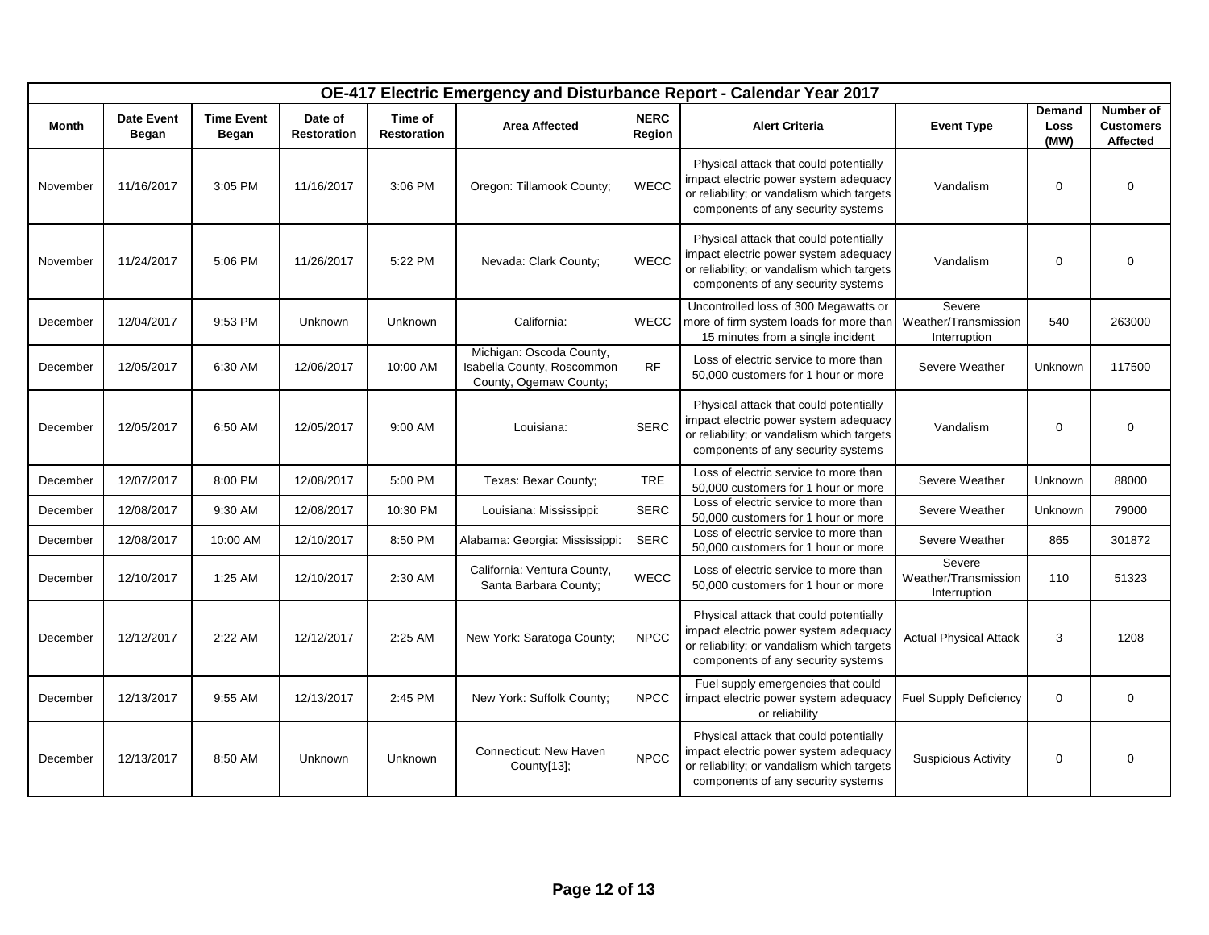| OE-417 Electric Emergency and Disturbance Report - Calendar Year 2017 | | | | | | | | | | |
|---|---|---|---|---|---|---|---|---|---|---|
| **Month** | **Date Event Began** | **Time Event Began** | **Date of Restoration** | **Time of Restoration** | **Area Affected** | **NERC Region** | **Alert Criteria** | **Event Type** | **Demand Loss (MW)** | **Number of Customers Affected** |
| November | 11/16/2017 | 3:05 PM | 11/16/2017 | 3:06 PM | Oregon: Tillamook County; | WECC | Physical attack that could potentially impact electric power system adequacy or reliability; or vandalism which targets components of any security systems | Vandalism | 0 | 0 |
| November | 11/24/2017 | 5:06 PM | 11/26/2017 | 5:22 PM | Nevada: Clark County; | WECC | Physical attack that could potentially impact electric power system adequacy or reliability; or vandalism which targets components of any security systems | Vandalism | 0 | 0 |
| December | 12/04/2017 | 9:53 PM | Unknown | Unknown | California: | WECC | Uncontrolled loss of 300 Megawatts or more of firm system loads for more than 15 minutes from a single incident | Severe Weather/Transmission Interruption | 540 | 263000 |
| December | 12/05/2017 | 6:30 AM | 12/06/2017 | 10:00 AM | Michigan: Oscoda County, Isabella County, Roscommon County, Ogemaw County; | RF | Loss of electric service to more than 50,000 customers for 1 hour or more | Severe Weather | Unknown | 117500 |
| December | 12/05/2017 | 6:50 AM | 12/05/2017 | 9:00 AM | Louisiana: | SERC | Physical attack that could potentially impact electric power system adequacy or reliability; or vandalism which targets components of any security systems | Vandalism | 0 | 0 |
| December | 12/07/2017 | 8:00 PM | 12/08/2017 | 5:00 PM | Texas: Bexar County; | TRE | Loss of electric service to more than 50,000 customers for 1 hour or more | Severe Weather | Unknown | 88000 |
| December | 12/08/2017 | 9:30 AM | 12/08/2017 | 10:30 PM | Louisiana: Mississippi: | SERC | Loss of electric service to more than 50,000 customers for 1 hour or more | Severe Weather | Unknown | 79000 |
| December | 12/08/2017 | 10:00 AM | 12/10/2017 | 8:50 PM | Alabama: Georgia: Mississippi: | SERC | Loss of electric service to more than 50,000 customers for 1 hour or more | Severe Weather | 865 | 301872 |
| December | 12/10/2017 | 1:25 AM | 12/10/2017 | 2:30 AM | California: Ventura County, Santa Barbara County; | WECC | Loss of electric service to more than 50,000 customers for 1 hour or more | Severe Weather/Transmission Interruption | 110 | 51323 |
| December | 12/12/2017 | 2:22 AM | 12/12/2017 | 2:25 AM | New York: Saratoga County; | NPCC | Physical attack that could potentially impact electric power system adequacy or reliability; or vandalism which targets components of any security systems | Actual Physical Attack | 3 | 1208 |
| December | 12/13/2017 | 9:55 AM | 12/13/2017 | 2:45 PM | New York: Suffolk County; | NPCC | Fuel supply emergencies that could impact electric power system adequacy or reliability | Fuel Supply Deficiency | 0 | 0 |
| December | 12/13/2017 | 8:50 AM | Unknown | Unknown | Connecticut: New Haven County[13]; | NPCC | Physical attack that could potentially impact electric power system adequacy or reliability; or vandalism which targets components of any security systems | Suspicious Activity | 0 | 0 |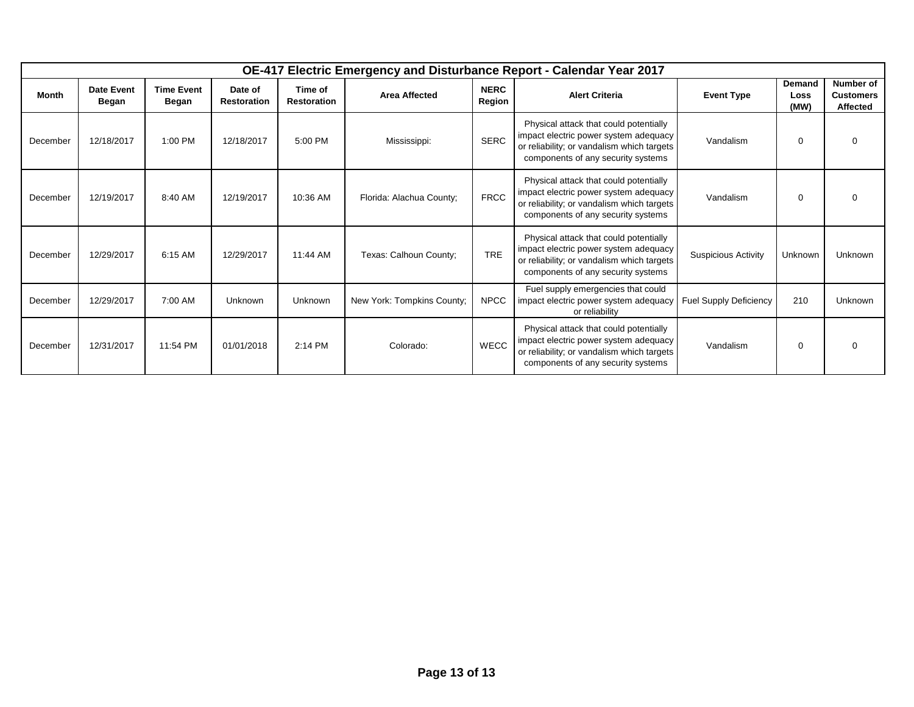| OE-417 Electric Emergency and Disturbance Report - Calendar Year 2017 | | | | | | | | | | |
|---|---|---|---|---|---|---|---|---|---|---|
| **Month** | **Date Event Began** | **Time Event Began** | **Date of Restoration** | **Time of Restoration** | **Area Affected** | **NERC Region** | **Alert Criteria** | **Event Type** | **Demand Loss (MW)** | **Number of Customers Affected** |
| December | 12/18/2017 | 1:00 PM | 12/18/2017 | 5:00 PM | Mississippi: | SERC | Physical attack that could potentially impact electric power system adequacy or reliability; or vandalism which targets components of any security systems | Vandalism | 0 | 0 |
| December | 12/19/2017 | 8:40 AM | 12/19/2017 | 10:36 AM | Florida: Alachua County; | FRCC | Physical attack that could potentially impact electric power system adequacy or reliability; or vandalism which targets components of any security systems | Vandalism | 0 | 0 |
| December | 12/29/2017 | 6:15 AM | 12/29/2017 | 11:44 AM | Texas: Calhoun County; | TRE | Physical attack that could potentially impact electric power system adequacy or reliability; or vandalism which targets components of any security systems | Suspicious Activity | Unknown | Unknown |
| December | 12/29/2017 | 7:00 AM | Unknown | Unknown | New York: Tompkins County; | NPCC | Fuel supply emergencies that could impact electric power system adequacy or reliability | Fuel Supply Deficiency | 210 | Unknown |
| December | 12/31/2017 | 11:54 PM | 01/01/2018 | 2:14 PM | Colorado: | WECC | Physical attack that could potentially impact electric power system adequacy or reliability; or vandalism which targets components of any security systems | Vandalism | 0 | 0 |